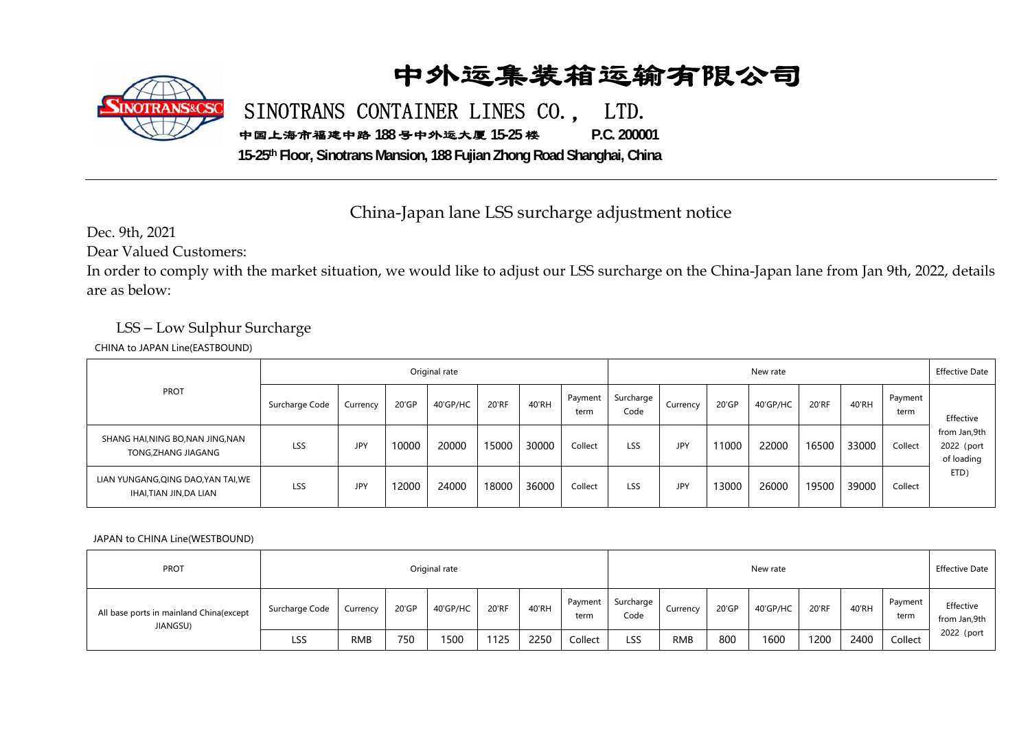# 中外运集装箱运输有限公司

## SINOTRANS CONTAINER LINES CO., LTD.

中国上海市福建中路 188 号中外运大厦 15-25 楼　　P.C. 200001

15-25th Floor, Sinotrans Mansion, 188 Fujian Zhong Road Shanghai, China

---

## China-Japan lane LSS surcharge adjustment notice

Dec. 9th, 2021

Dear Valued Customers:

In order to comply with the market situation, we would like to adjust our LSS surcharge on the China-Japan lane from Jan 9th, 2022, details are as below:

### LSS – Low Sulphur Surcharge

CHINA to JAPAN Line(EASTBOUND)

| PROT | Original rate | | | | | | | New rate | | | | | | | Effective Date |
|---|---|---|---|---|---|---|---|---|---|---|---|---|---|---|---|
| | Surcharge Code | Currency | 20'GP | 40'GP/HC | 20'RF | 40'RH | Payment term | Surcharge Code | Currency | 20'GP | 40'GP/HC | 20'RF | 40'RH | Payment term | Effective from Jan,9th 2022 (port of loading ETD) |
| SHANG HAI,NING BO,NAN JING,NAN TONG,ZHANG JIAGANG | LSS | JPY | 10000 | 20000 | 15000 | 30000 | Collect | LSS | JPY | 11000 | 22000 | 16500 | 33000 | Collect | |
| LIAN YUNGANG,QING DAO,YAN TAI,WE IHAI,TIAN JIN,DA LIAN | LSS | JPY | 12000 | 24000 | 18000 | 36000 | Collect | LSS | JPY | 13000 | 26000 | 19500 | 39000 | Collect | |

JAPAN to CHINA Line(WESTBOUND)

| PROT | Original rate | | | | | | | New rate | | | | | | | Effective Date |
|---|---|---|---|---|---|---|---|---|---|---|---|---|---|---|---|
| All base ports in mainland China(except JIANGSU) | Surcharge Code | Currency | 20'GP | 40'GP/HC | 20'RF | 40'RH | Payment term | Surcharge Code | Currency | 20'GP | 40'GP/HC | 20'RF | 40'RH | Payment term | Effective from Jan,9th 2022 (port |
| | LSS | RMB | 750 | 1500 | 1125 | 2250 | Collect | LSS | RMB | 800 | 1600 | 1200 | 2400 | Collect | |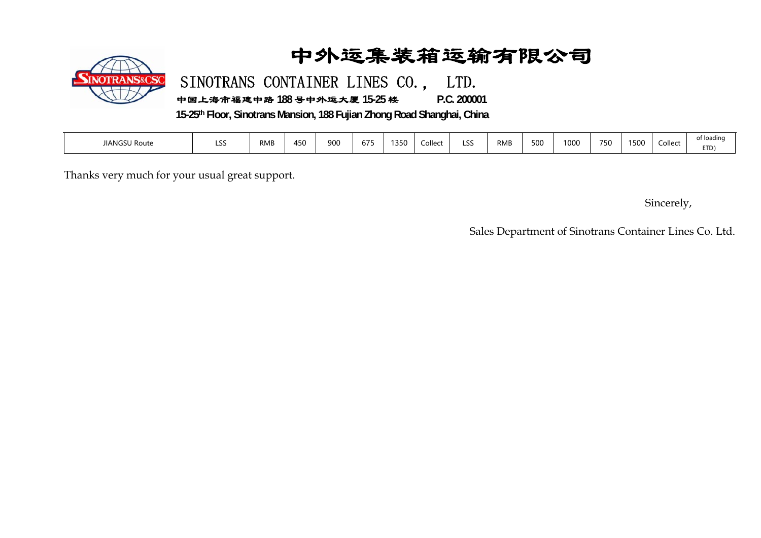# 中外运集装箱运输有限公司

## SINOTRANS CONTAINER LINES CO., LTD.

**中国上海市福建中路 188 号中外运大厦 15-25 楼　　　P.C. 200001**

**15-25th Floor, Sinotrans Mansion, 188 Fujian Zhong Road Shanghai, China**

| | | | | | | | | | | | | | | | |
|---|---|---|---|---|---|---|---|---|---|---|---|---|---|---|---|
| JIANGSU Route | LSS | RMB | 450 | 900 | 675 | 1350 | Collect | LSS | RMB | 500 | 1000 | 750 | 1500 | Collect | of loading ETD) |

Thanks very much for your usual great support.

Sincerely,

Sales Department of Sinotrans Container Lines Co. Ltd.